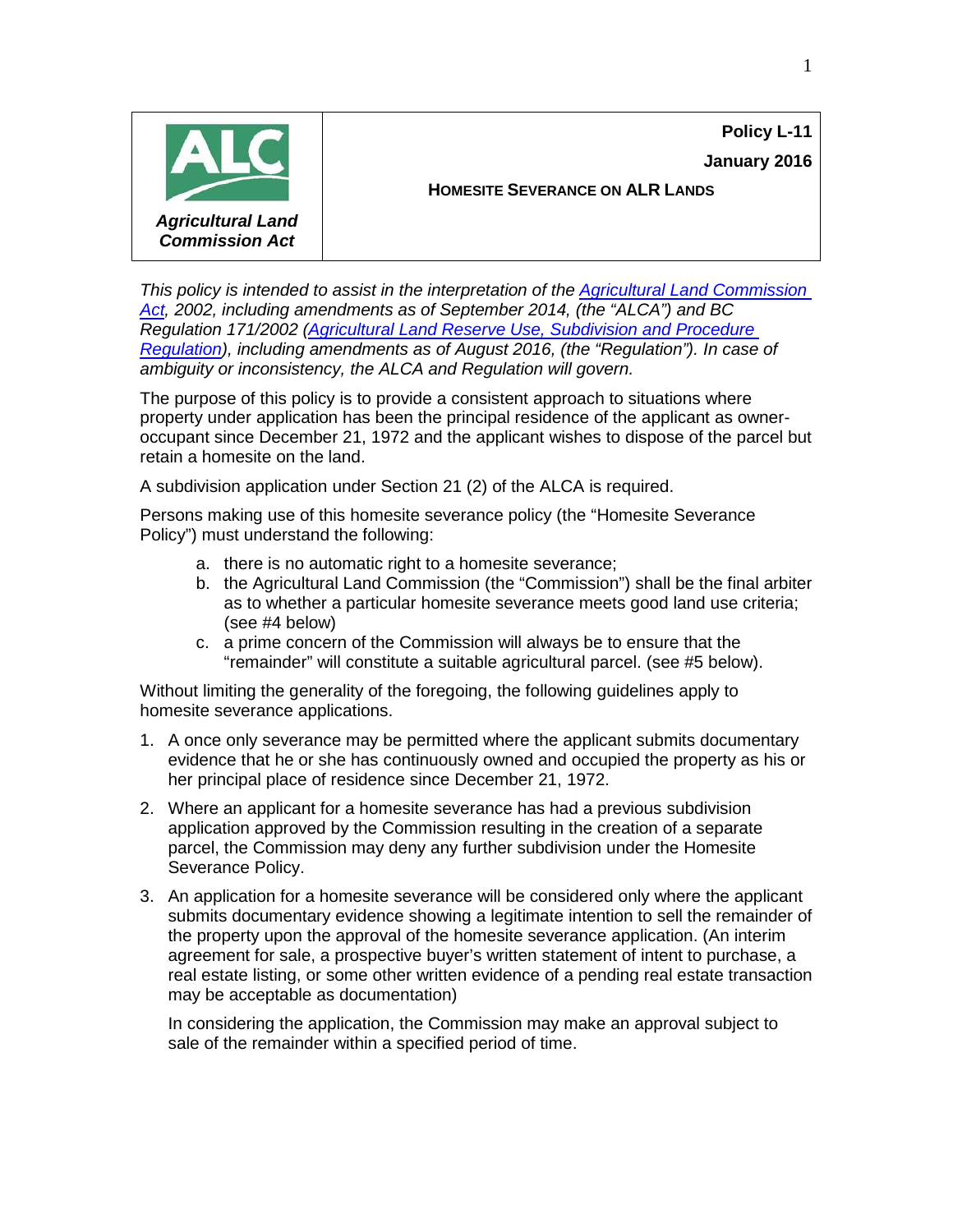| | |
|---|---|
| ALC<br>***Agricultural Land Commission Act*** | **Policy L-11**<br>**January 2016**<br>**HOMESITE SEVERANCE ON ALR LANDS** |

*This policy is intended to assist in the interpretation of the [Agricultural Land Commission Act](), 2002, including amendments as of September 2014, (the "ALCA") and BC Regulation 171/2002 ([Agricultural Land Reserve Use, Subdivision and Procedure Regulation]()), including amendments as of August 2016, (the "Regulation"). In case of ambiguity or inconsistency, the ALCA and Regulation will govern.*

The purpose of this policy is to provide a consistent approach to situations where property under application has been the principal residence of the applicant as owner-occupant since December 21, 1972 and the applicant wishes to dispose of the parcel but retain a homesite on the land.

A subdivision application under Section 21 (2) of the ALCA is required.

Persons making use of this homesite severance policy (the "Homesite Severance Policy") must understand the following:

a. there is no automatic right to a homesite severance;
b. the Agricultural Land Commission (the "Commission") shall be the final arbiter as to whether a particular homesite severance meets good land use criteria; (see #4 below)
c. a prime concern of the Commission will always be to ensure that the "remainder" will constitute a suitable agricultural parcel. (see #5 below).

Without limiting the generality of the foregoing, the following guidelines apply to homesite severance applications.

1. A once only severance may be permitted where the applicant submits documentary evidence that he or she has continuously owned and occupied the property as his or her principal place of residence since December 21, 1972.

2. Where an applicant for a homesite severance has had a previous subdivision application approved by the Commission resulting in the creation of a separate parcel, the Commission may deny any further subdivision under the Homesite Severance Policy.

3. An application for a homesite severance will be considered only where the applicant submits documentary evidence showing a legitimate intention to sell the remainder of the property upon the approval of the homesite severance application. (An interim agreement for sale, a prospective buyer's written statement of intent to purchase, a real estate listing, or some other written evidence of a pending real estate transaction may be acceptable as documentation)

   In considering the application, the Commission may make an approval subject to sale of the remainder within a specified period of time.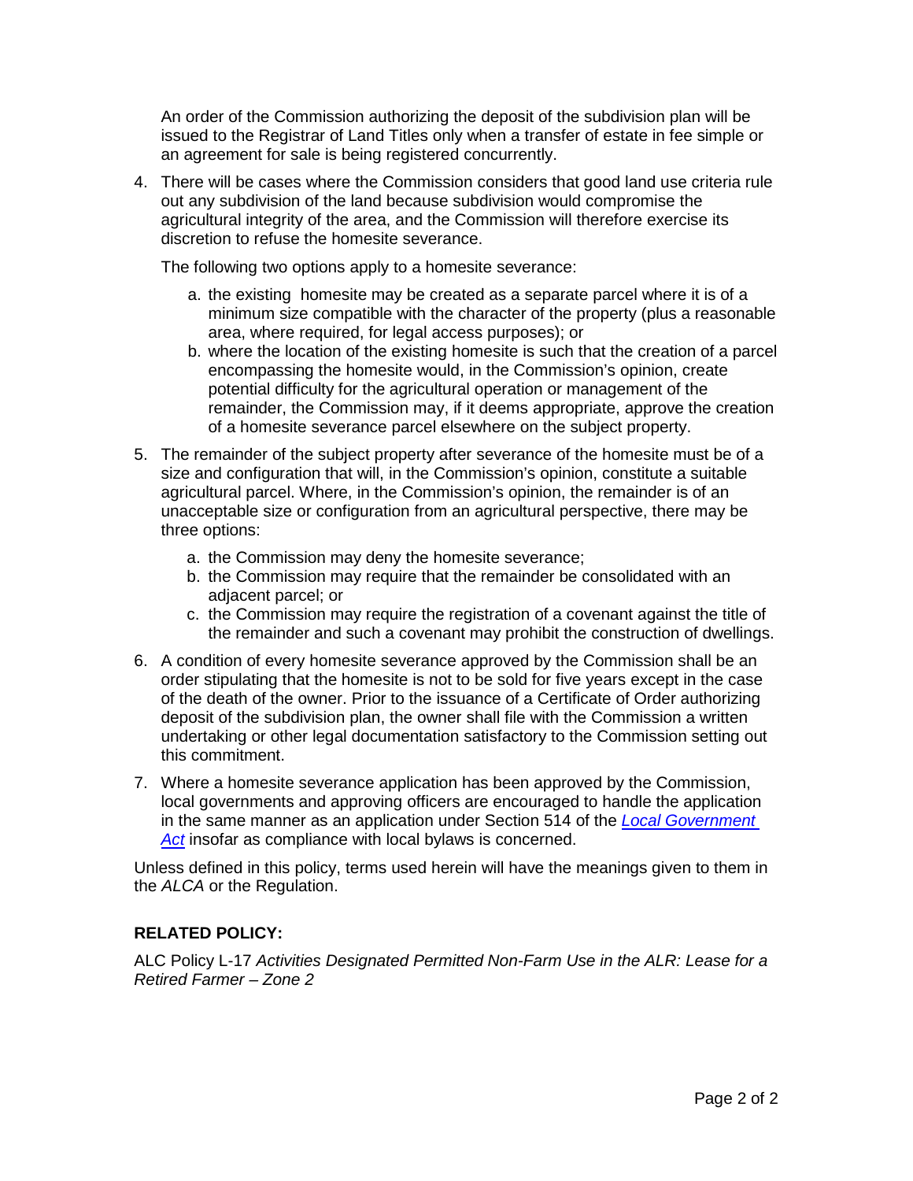An order of the Commission authorizing the deposit of the subdivision plan will be issued to the Registrar of Land Titles only when a transfer of estate in fee simple or an agreement for sale is being registered concurrently.

4. There will be cases where the Commission considers that good land use criteria rule out any subdivision of the land because subdivision would compromise the agricultural integrity of the area, and the Commission will therefore exercise its discretion to refuse the homesite severance.

   The following two options apply to a homesite severance:

   a. the existing homesite may be created as a separate parcel where it is of a minimum size compatible with the character of the property (plus a reasonable area, where required, for legal access purposes); or
   b. where the location of the existing homesite is such that the creation of a parcel encompassing the homesite would, in the Commission's opinion, create potential difficulty for the agricultural operation or management of the remainder, the Commission may, if it deems appropriate, approve the creation of a homesite severance parcel elsewhere on the subject property.

5. The remainder of the subject property after severance of the homesite must be of a size and configuration that will, in the Commission's opinion, constitute a suitable agricultural parcel. Where, in the Commission's opinion, the remainder is of an unacceptable size or configuration from an agricultural perspective, there may be three options:

   a. the Commission may deny the homesite severance;
   b. the Commission may require that the remainder be consolidated with an adjacent parcel; or
   c. the Commission may require the registration of a covenant against the title of the remainder and such a covenant may prohibit the construction of dwellings.

6. A condition of every homesite severance approved by the Commission shall be an order stipulating that the homesite is not to be sold for five years except in the case of the death of the owner. Prior to the issuance of a Certificate of Order authorizing deposit of the subdivision plan, the owner shall file with the Commission a written undertaking or other legal documentation satisfactory to the Commission setting out this commitment.

7. Where a homesite severance application has been approved by the Commission, local governments and approving officers are encouraged to handle the application in the same manner as an application under Section 514 of the *Local Government Act* insofar as compliance with local bylaws is concerned.

Unless defined in this policy, terms used herein will have the meanings given to them in the *ALCA* or the Regulation.

**RELATED POLICY:**

ALC Policy L-17 *Activities Designated Permitted Non-Farm Use in the ALR: Lease for a Retired Farmer – Zone 2*